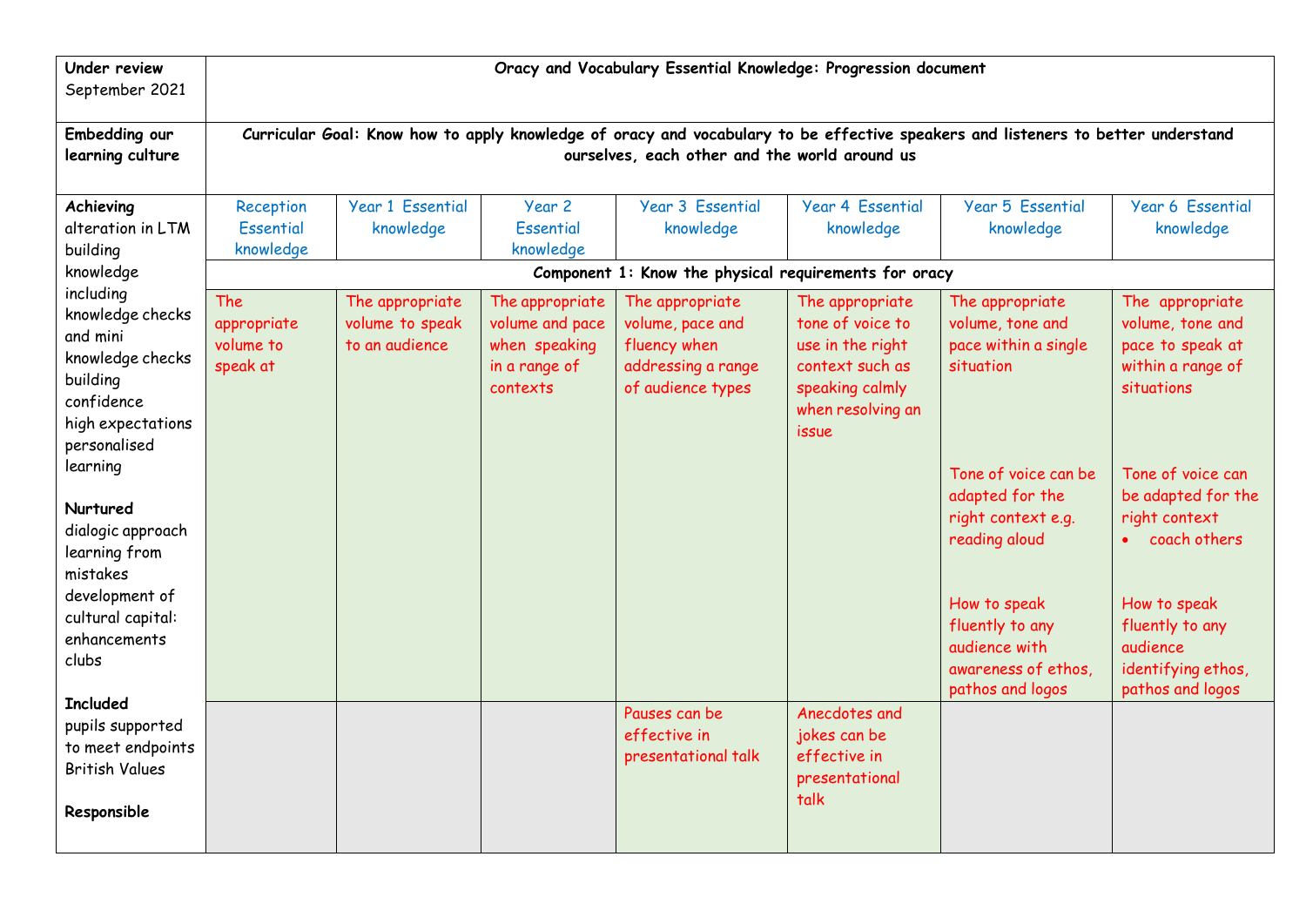| Under review September 2021 | Oracy and Vocabulary Essential Knowledge: Progression document | | | | | | |
|---|---|---|---|---|---|---|---|
| **Embedding our learning culture** | **Curricular Goal: Know how to apply knowledge of oracy and vocabulary to be effective speakers and listeners to better understand ourselves, each other and the world around us** | | | | | | |
| **Achieving** alteration in LTM building knowledge including knowledge checks and mini knowledge checks building confidence high expectations personalised learning<br><br>**Nurtured** dialogic approach learning from mistakes development of cultural capital: enhancements clubs<br><br>**Included** pupils supported to meet endpoints British Values<br><br>**Responsible** | Reception Essential knowledge | Year 1 Essential knowledge | Year 2 Essential knowledge | Year 3 Essential knowledge | Year 4 Essential knowledge | Year 5 Essential knowledge | Year 6 Essential knowledge |
| | **Component 1: Know the physical requirements for oracy** | | | | | | |
| | The appropriate volume to speak at | The appropriate volume to speak to an audience | The appropriate volume and pace when speaking in a range of contexts | The appropriate volume, pace and fluency when addressing a range of audience types | The appropriate tone of voice to use in the right context such as speaking calmly when resolving an issue | The appropriate volume, tone and pace within a single situation<br><br>Tone of voice can be adapted for the right context e.g. reading aloud<br><br>How to speak fluently to any audience with awareness of ethos, pathos and logos | The appropriate volume, tone and pace to speak at within a range of situations<br><br>Tone of voice can be adapted for the right context<br>• coach others<br><br>How to speak fluently to any audience identifying ethos, pathos and logos |
| | | | | Pauses can be effective in presentational talk | Anecdotes and jokes can be effective in presentational talk | | |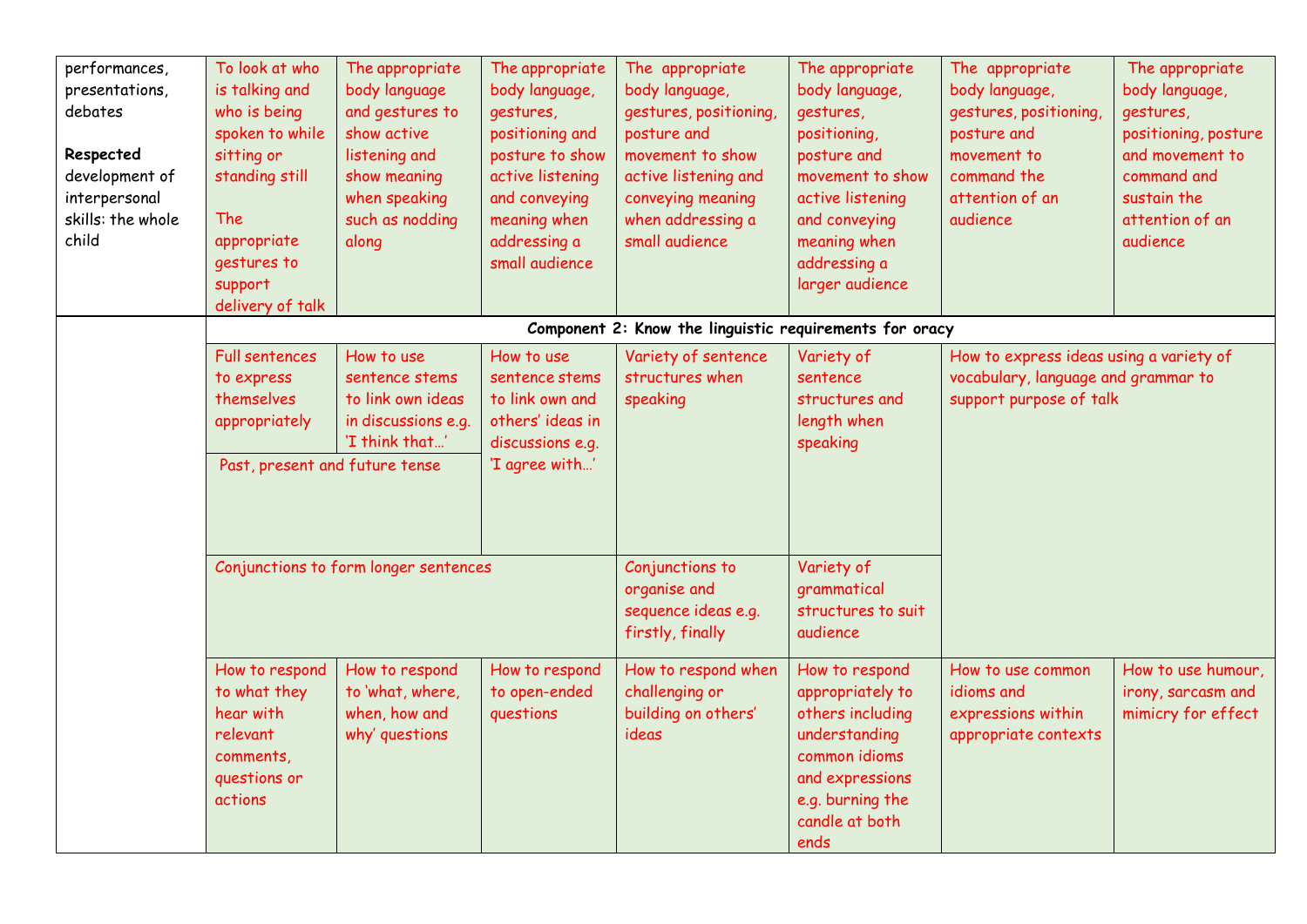| | | | | | | | |
|---|---|---|---|---|---|---|---|
| performances, presentations, debates<br><br>**Respected** development of interpersonal skills: the whole child | To look at who is talking and who is being spoken to while sitting or standing still<br><br>The appropriate gestures to support delivery of talk | The appropriate body language and gestures to show active listening and show meaning when speaking such as nodding along | The appropriate body language, gestures, positioning and posture to show active listening and conveying meaning when addressing a small audience | The appropriate body language, gestures, positioning, posture and movement to show active listening and conveying meaning when addressing a small audience | The appropriate body language, gestures, positioning, posture and movement to show active listening and conveying meaning when addressing a larger audience | The appropriate body language, gestures, positioning, posture and movement to command the attention of an audience | The appropriate body language, gestures, positioning, posture and movement to command and sustain the attention of an audience |
| | **Component 2: Know the linguistic requirements for oracy** | | | | | | |
| | Full sentences to express themselves appropriately | How to use sentence stems to link own ideas in discussions e.g. 'I think that…' | How to use sentence stems to link own and others' ideas in discussions e.g. 'I agree with…' | Variety of sentence structures when speaking | Variety of sentence structures and length when speaking | How to express ideas using a variety of vocabulary, language and grammar to support purpose of talk | |
| | Past, present and future tense | | | | | | |
| | Conjunctions to form longer sentences | | | Conjunctions to organise and sequence ideas e.g. firstly, finally | Variety of grammatical structures to suit audience | | |
| | How to respond to what they hear with relevant comments, questions or actions | How to respond to 'what, where, when, how and why' questions | How to respond to open-ended questions | How to respond when challenging or building on others' ideas | How to respond appropriately to others including understanding common idioms and expressions e.g. burning the candle at both ends | How to use common idioms and expressions within appropriate contexts | How to use humour, irony, sarcasm and mimicry for effect |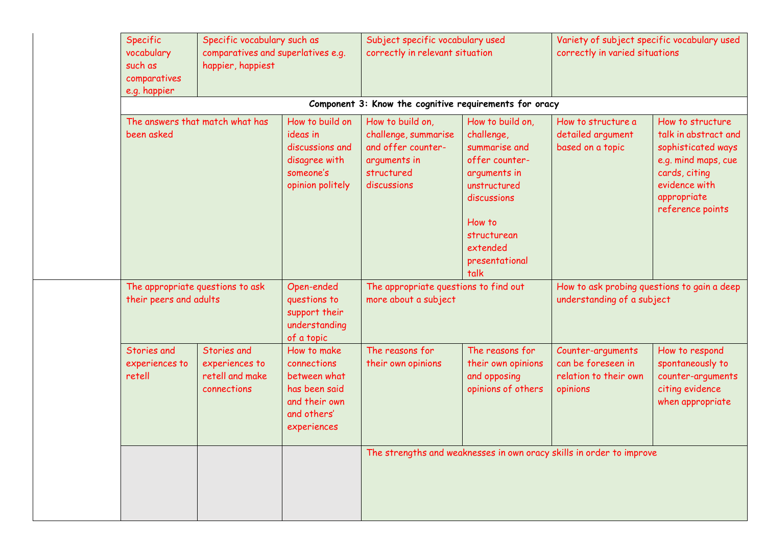| | | | | | | | |
|---|---|---|---|---|---|---|---|
| | Specific vocabulary such as comparatives e.g. happier | Specific vocabulary such as comparatives and superlatives e.g. happier, happiest | | Subject specific vocabulary used correctly in relevant situation | | Variety of subject specific vocabulary used correctly in varied situations | |
| | **Component 3: Know the cognitive requirements for oracy** | | | | | | |
| | The answers that match what has been asked | | How to build on ideas in discussions and disagree with someone's opinion politely | How to build on, challenge, summarise and offer counter-arguments in structured discussions | How to build on, challenge, summarise and offer counter-arguments in unstructured discussions<br><br>How to structurean extended presentational talk | How to structure a detailed argument based on a topic | How to structure talk in abstract and sophisticated ways e.g. mind maps, cue cards, citing evidence with appropriate reference points |
| | The appropriate questions to ask their peers and adults | | Open-ended questions to support their understanding of a topic | The appropriate questions to find out more about a subject | | How to ask probing questions to gain a deep understanding of a subject | |
| | Stories and experiences to retell | Stories and experiences to retell and make connections | How to make connections between what has been said and their own and others' experiences | The reasons for their own opinions | The reasons for their own opinions and opposing opinions of others | Counter-arguments can be foreseen in relation to their own opinions | How to respond spontaneously to counter-arguments citing evidence when appropriate |
| | | | | The strengths and weaknesses in own oracy skills in order to improve | | | |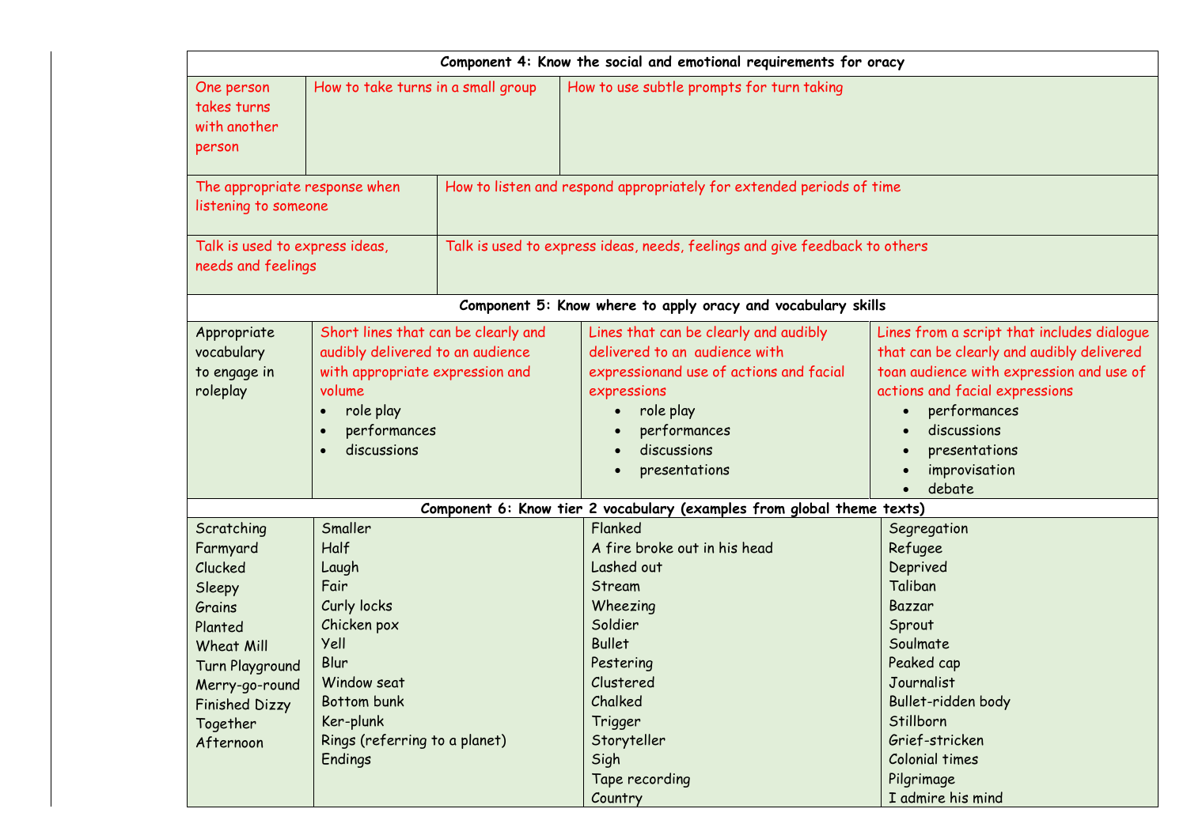| Component 4: Know the social and emotional requirements for oracy | | | |
|---|---|---|---|
| One person takes turns with another person | How to take turns in a small group | How to use subtle prompts for turn taking | |
| The appropriate response when listening to someone | How to listen and respond appropriately for extended periods of time | | |
| Talk is used to express ideas, needs and feelings | Talk is used to express ideas, needs, feelings and give feedback to others | | |
| **Component 5: Know where to apply oracy and vocabulary skills** | | | |
| Appropriate vocabulary to engage in roleplay | Short lines that can be clearly and audibly delivered to an audience with appropriate expression and volume<br>• role play<br>• performances<br>• discussions | Lines that can be clearly and audibly delivered to an audience with expressionand use of actions and facial expressions<br>• role play<br>• performances<br>• discussions<br>• presentations | Lines from a script that includes dialogue that can be clearly and audibly delivered toan audience with expression and use of actions and facial expressions<br>• performances<br>• discussions<br>• presentations<br>• improvisation<br>• debate |
| **Component 6: Know tier 2 vocabulary (examples from global theme texts)** | | | |
| Scratching<br>Farmyard<br>Clucked<br>Sleepy<br>Grains<br>Planted<br>Wheat Mill<br>Turn Playground<br>Merry-go-round<br>Finished Dizzy<br>Together<br>Afternoon | Smaller<br>Half<br>Laugh<br>Fair<br>Curly locks<br>Chicken pox<br>Yell<br>Blur<br>Window seat<br>Bottom bunk<br>Ker-plunk<br>Rings (referring to a planet)<br>Endings | Flanked<br>A fire broke out in his head<br>Lashed out<br>Stream<br>Wheezing<br>Soldier<br>Bullet<br>Pestering<br>Clustered<br>Chalked<br>Trigger<br>Storyteller<br>Sigh<br>Tape recording<br>Country | Segregation<br>Refugee<br>Deprived<br>Taliban<br>Bazzar<br>Sprout<br>Soulmate<br>Peaked cap<br>Journalist<br>Bullet-ridden body<br>Stillborn<br>Grief-stricken<br>Colonial times<br>Pilgrimage<br>I admire his mind |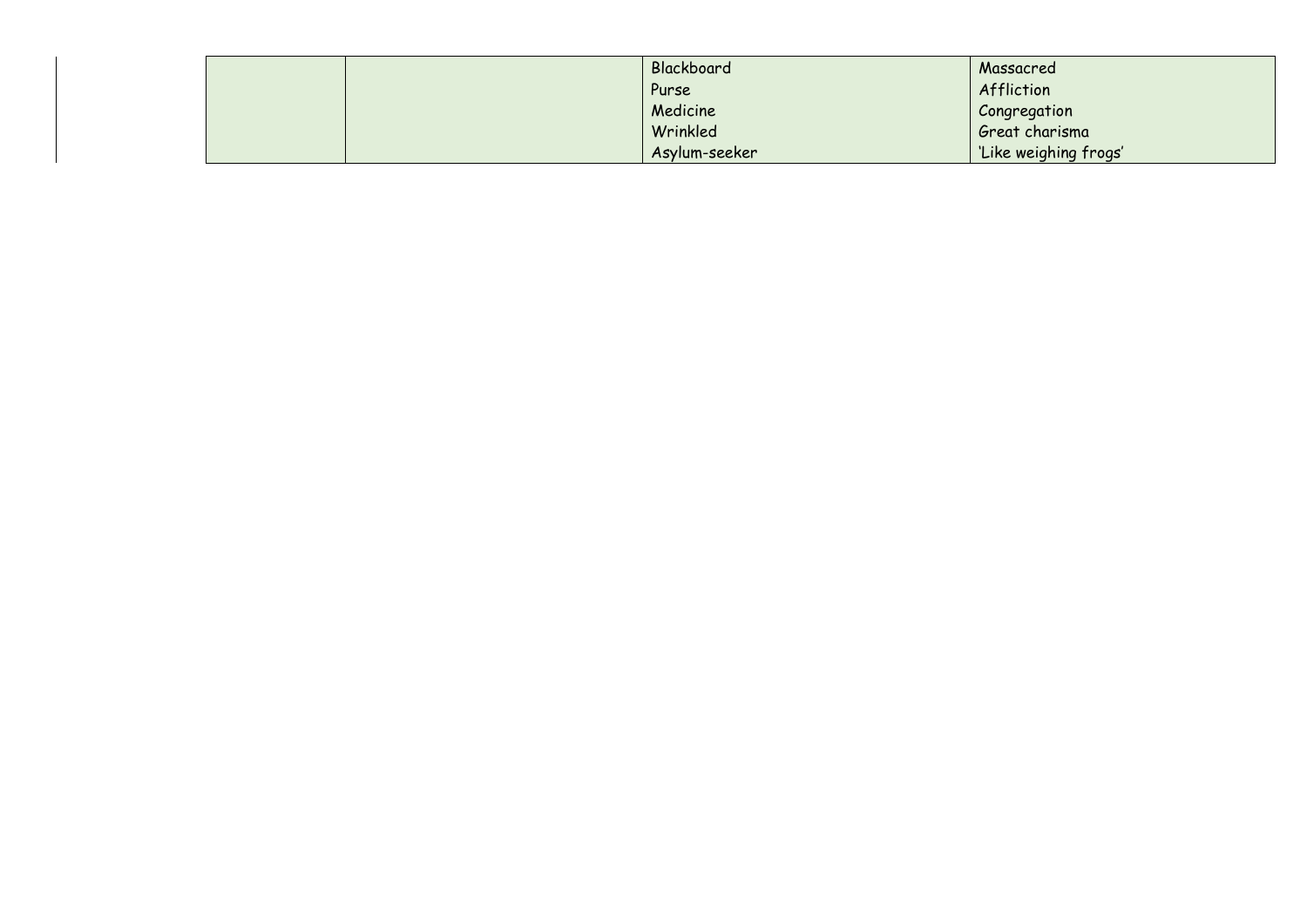| | | | |
|---|---|---|---|
| | | Blackboard<br>Purse<br>Medicine<br>Wrinkled<br>Asylum-seeker | Massacred<br>Affliction<br>Congregation<br>Great charisma<br>'Like weighing frogs' |